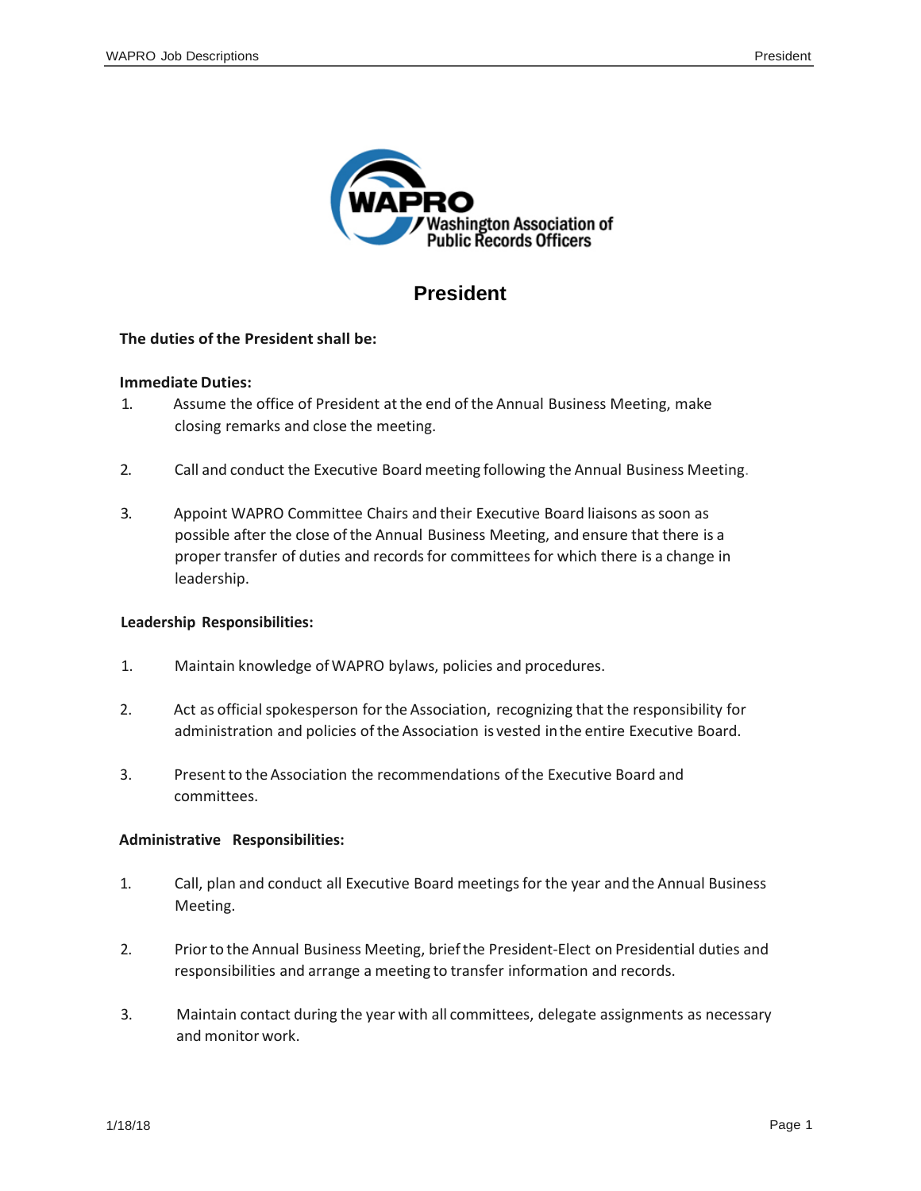# President

**The duties of the President shall be:**

**Immediate Duties:**

1. Assume the office of President at the end of the Annual Business Meeting, make closing remarks and close the meeting.

2. Call and conduct the Executive Board meeting following the Annual Business Meeting.

3. Appoint WAPRO Committee Chairs and their Executive Board liaisons as soon as possible after the close of the Annual Business Meeting, and ensure that there is a proper transfer of duties and records for committees for which there is a change in leadership.

**Leadership Responsibilities:**

1. Maintain knowledge of WAPRO bylaws, policies and procedures.

2. Act as official spokesperson for the Association, recognizing that the responsibility for administration and policies of the Association is vested in the entire Executive Board.

3. Present to the Association the recommendations of the Executive Board and committees.

**Administrative Responsibilities:**

1. Call, plan and conduct all Executive Board meetings for the year and the Annual Business Meeting.

2. Prior to the Annual Business Meeting, brief the President-Elect on Presidential duties and responsibilities and arrange a meeting to transfer information and records.

3. Maintain contact during the year with all committees, delegate assignments as necessary and monitor work.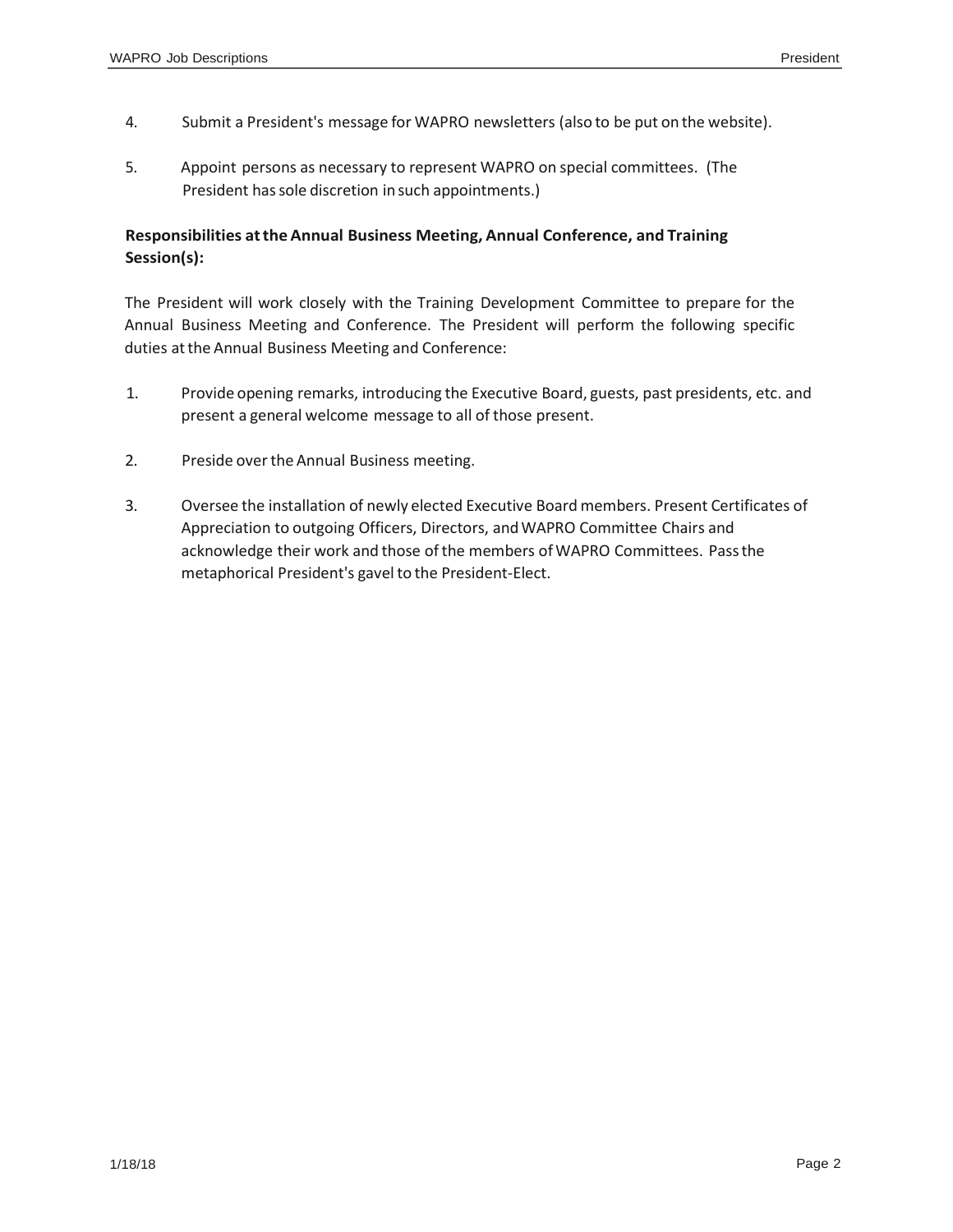4. Submit a President's message for WAPRO newsletters (also to be put on the website).

5. Appoint persons as necessary to represent WAPRO on special committees. (The President has sole discretion in such appointments.)

**Responsibilities at the Annual Business Meeting, Annual Conference, and Training Session(s):**

The President will work closely with the Training Development Committee to prepare for the Annual Business Meeting and Conference. The President will perform the following specific duties at the Annual Business Meeting and Conference:

1. Provide opening remarks, introducing the Executive Board, guests, past presidents, etc. and present a general welcome message to all of those present.

2. Preside over the Annual Business meeting.

3. Oversee the installation of newly elected Executive Board members. Present Certificates of Appreciation to outgoing Officers, Directors, and WAPRO Committee Chairs and acknowledge their work and those of the members of WAPRO Committees. Pass the metaphorical President's gavel to the President-Elect.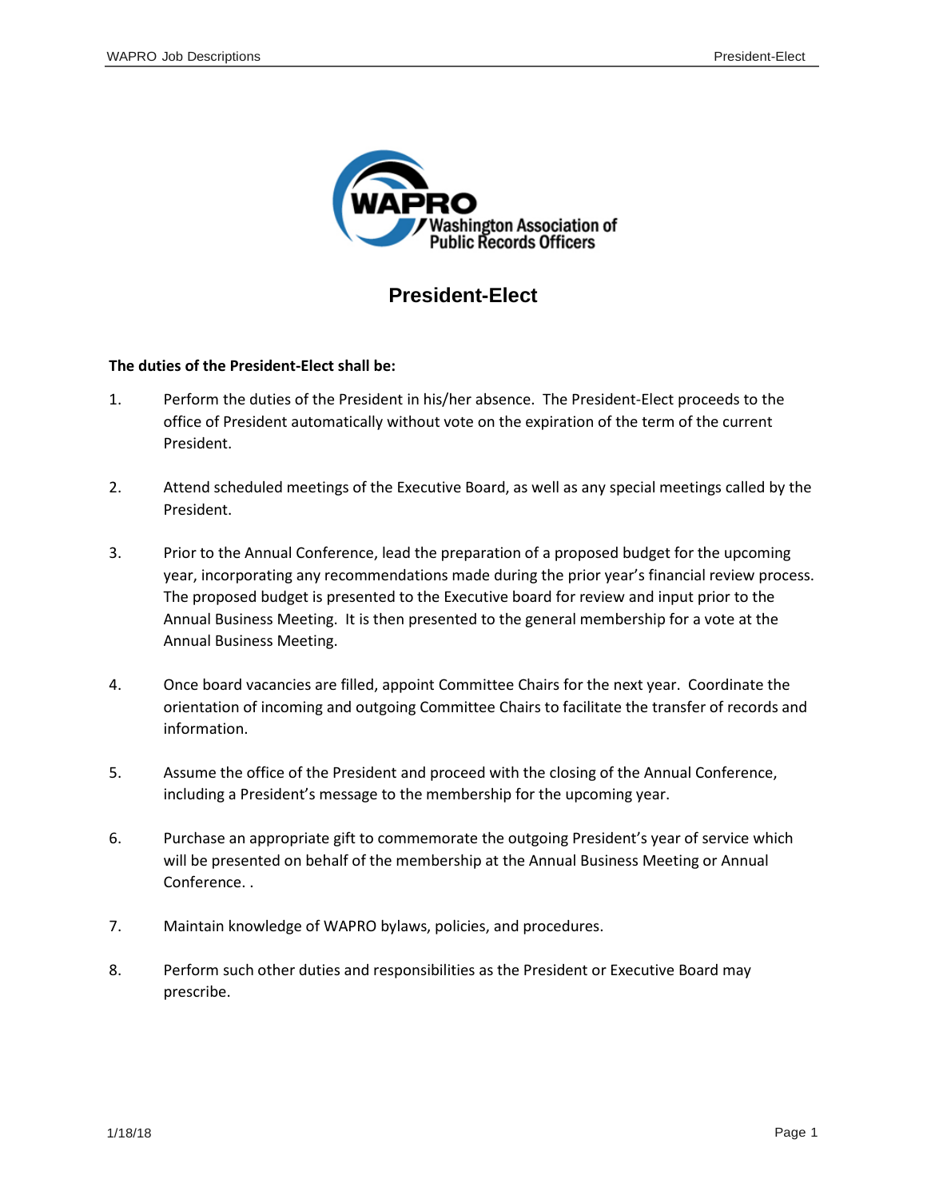# President-Elect

**The duties of the President-Elect shall be:**

1. Perform the duties of the President in his/her absence. The President-Elect proceeds to the office of President automatically without vote on the expiration of the term of the current President.

2. Attend scheduled meetings of the Executive Board, as well as any special meetings called by the President.

3. Prior to the Annual Conference, lead the preparation of a proposed budget for the upcoming year, incorporating any recommendations made during the prior year's financial review process. The proposed budget is presented to the Executive board for review and input prior to the Annual Business Meeting. It is then presented to the general membership for a vote at the Annual Business Meeting.

4. Once board vacancies are filled, appoint Committee Chairs for the next year. Coordinate the orientation of incoming and outgoing Committee Chairs to facilitate the transfer of records and information.

5. Assume the office of the President and proceed with the closing of the Annual Conference, including a President's message to the membership for the upcoming year.

6. Purchase an appropriate gift to commemorate the outgoing President's year of service which will be presented on behalf of the membership at the Annual Business Meeting or Annual Conference. .

7. Maintain knowledge of WAPRO bylaws, policies, and procedures.

8. Perform such other duties and responsibilities as the President or Executive Board may prescribe.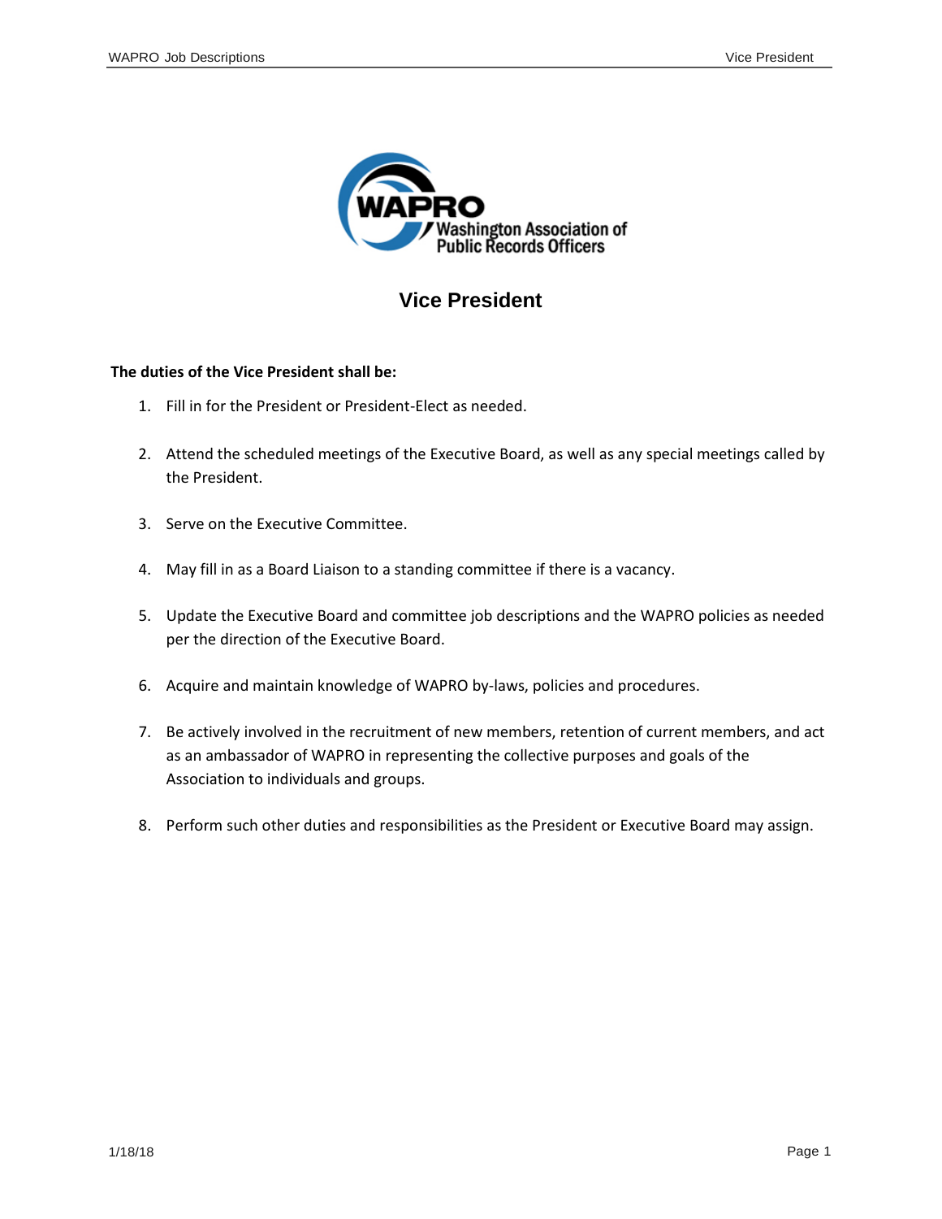# Vice President

**The duties of the Vice President shall be:**

1. Fill in for the President or President-Elect as needed.
2. Attend the scheduled meetings of the Executive Board, as well as any special meetings called by the President.
3. Serve on the Executive Committee.
4. May fill in as a Board Liaison to a standing committee if there is a vacancy.
5. Update the Executive Board and committee job descriptions and the WAPRO policies as needed per the direction of the Executive Board.
6. Acquire and maintain knowledge of WAPRO by-laws, policies and procedures.
7. Be actively involved in the recruitment of new members, retention of current members, and act as an ambassador of WAPRO in representing the collective purposes and goals of the Association to individuals and groups.
8. Perform such other duties and responsibilities as the President or Executive Board may assign.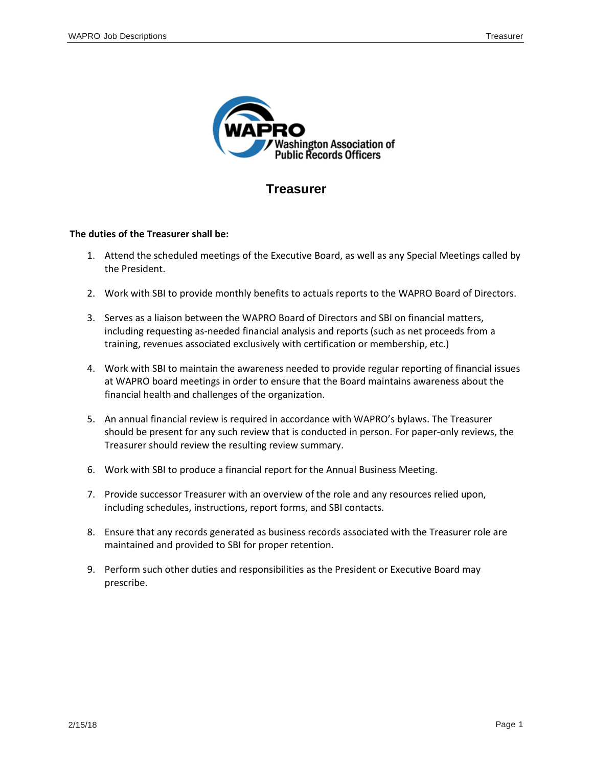# Treasurer

**The duties of the Treasurer shall be:**

1. Attend the scheduled meetings of the Executive Board, as well as any Special Meetings called by the President.

2. Work with SBI to provide monthly benefits to actuals reports to the WAPRO Board of Directors.

3. Serves as a liaison between the WAPRO Board of Directors and SBI on financial matters, including requesting as-needed financial analysis and reports (such as net proceeds from a training, revenues associated exclusively with certification or membership, etc.)

4. Work with SBI to maintain the awareness needed to provide regular reporting of financial issues at WAPRO board meetings in order to ensure that the Board maintains awareness about the financial health and challenges of the organization.

5. An annual financial review is required in accordance with WAPRO's bylaws. The Treasurer should be present for any such review that is conducted in person. For paper-only reviews, the Treasurer should review the resulting review summary.

6. Work with SBI to produce a financial report for the Annual Business Meeting.

7. Provide successor Treasurer with an overview of the role and any resources relied upon, including schedules, instructions, report forms, and SBI contacts.

8. Ensure that any records generated as business records associated with the Treasurer role are maintained and provided to SBI for proper retention.

9. Perform such other duties and responsibilities as the President or Executive Board may prescribe.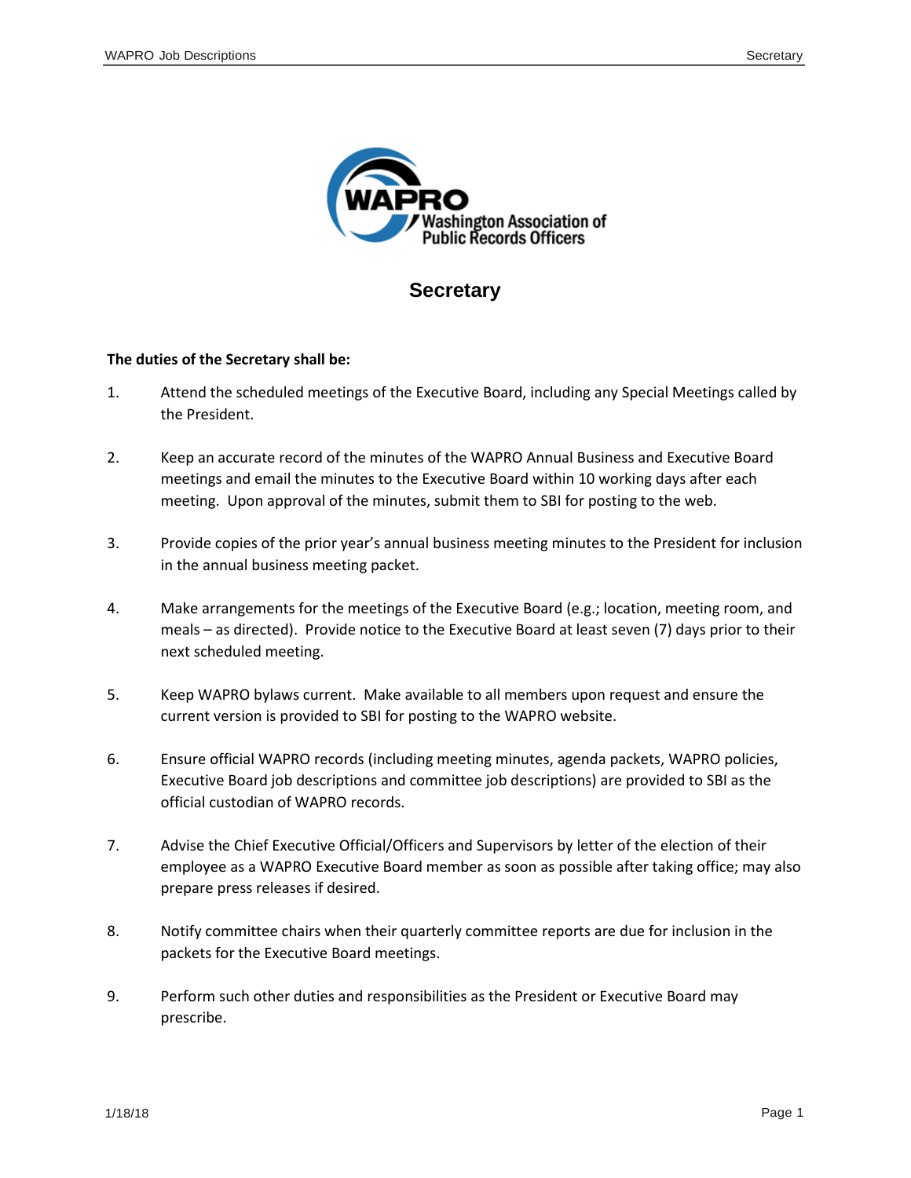# Secretary

**The duties of the Secretary shall be:**

1. Attend the scheduled meetings of the Executive Board, including any Special Meetings called by the President.

2. Keep an accurate record of the minutes of the WAPRO Annual Business and Executive Board meetings and email the minutes to the Executive Board within 10 working days after each meeting. Upon approval of the minutes, submit them to SBI for posting to the web.

3. Provide copies of the prior year's annual business meeting minutes to the President for inclusion in the annual business meeting packet.

4. Make arrangements for the meetings of the Executive Board (e.g.; location, meeting room, and meals – as directed). Provide notice to the Executive Board at least seven (7) days prior to their next scheduled meeting.

5. Keep WAPRO bylaws current. Make available to all members upon request and ensure the current version is provided to SBI for posting to the WAPRO website.

6. Ensure official WAPRO records (including meeting minutes, agenda packets, WAPRO policies, Executive Board job descriptions and committee job descriptions) are provided to SBI as the official custodian of WAPRO records.

7. Advise the Chief Executive Official/Officers and Supervisors by letter of the election of their employee as a WAPRO Executive Board member as soon as possible after taking office; may also prepare press releases if desired.

8. Notify committee chairs when their quarterly committee reports are due for inclusion in the packets for the Executive Board meetings.

9. Perform such other duties and responsibilities as the President or Executive Board may prescribe.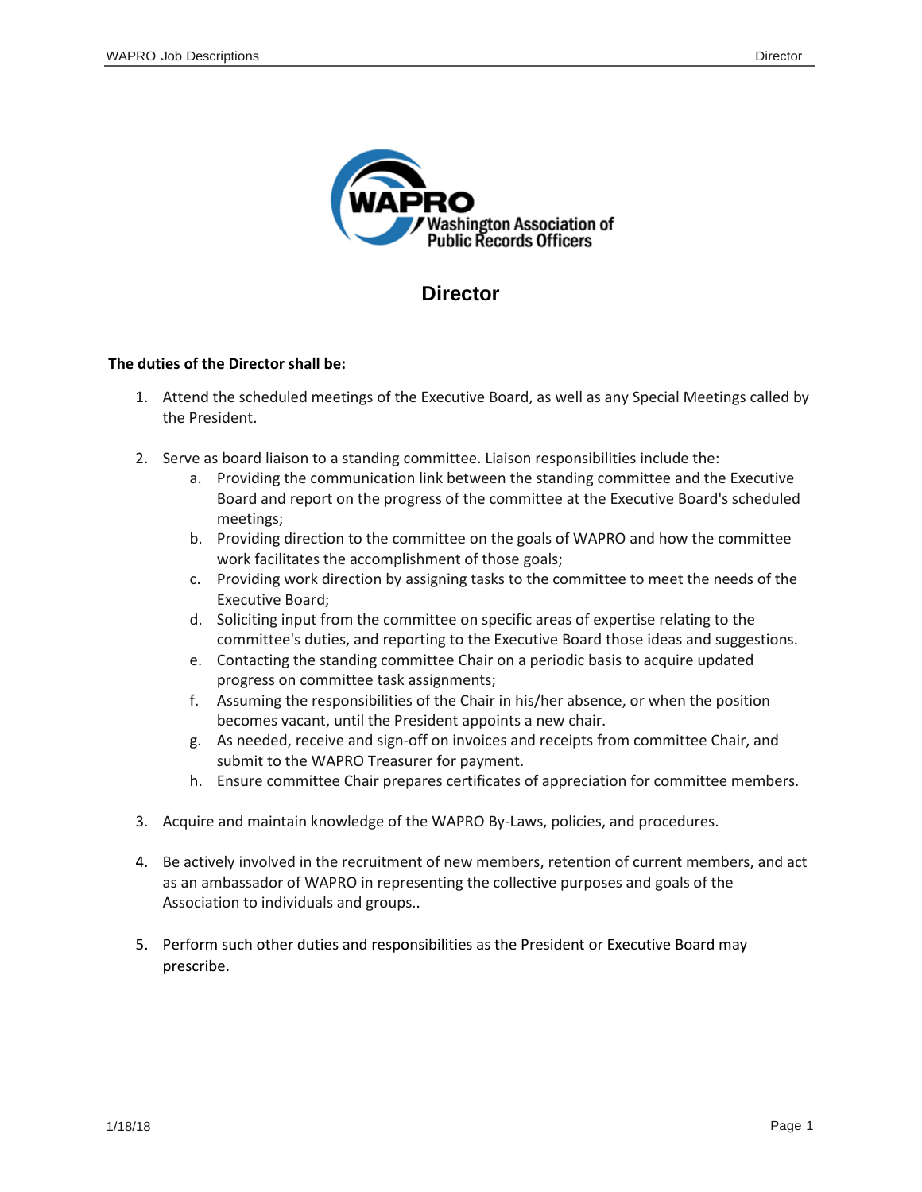WAPRO Washington Association of Public Records Officers

# Director

**The duties of the Director shall be:**

1. Attend the scheduled meetings of the Executive Board, as well as any Special Meetings called by the President.

2. Serve as board liaison to a standing committee. Liaison responsibilities include the:
   a. Providing the communication link between the standing committee and the Executive Board and report on the progress of the committee at the Executive Board's scheduled meetings;
   b. Providing direction to the committee on the goals of WAPRO and how the committee work facilitates the accomplishment of those goals;
   c. Providing work direction by assigning tasks to the committee to meet the needs of the Executive Board;
   d. Soliciting input from the committee on specific areas of expertise relating to the committee's duties, and reporting to the Executive Board those ideas and suggestions.
   e. Contacting the standing committee Chair on a periodic basis to acquire updated progress on committee task assignments;
   f. Assuming the responsibilities of the Chair in his/her absence, or when the position becomes vacant, until the President appoints a new chair.
   g. As needed, receive and sign-off on invoices and receipts from committee Chair, and submit to the WAPRO Treasurer for payment.
   h. Ensure committee Chair prepares certificates of appreciation for committee members.

3. Acquire and maintain knowledge of the WAPRO By-Laws, policies, and procedures.

4. Be actively involved in the recruitment of new members, retention of current members, and act as an ambassador of WAPRO in representing the collective purposes and goals of the Association to individuals and groups..

5. Perform such other duties and responsibilities as the President or Executive Board may prescribe.

1/18/18